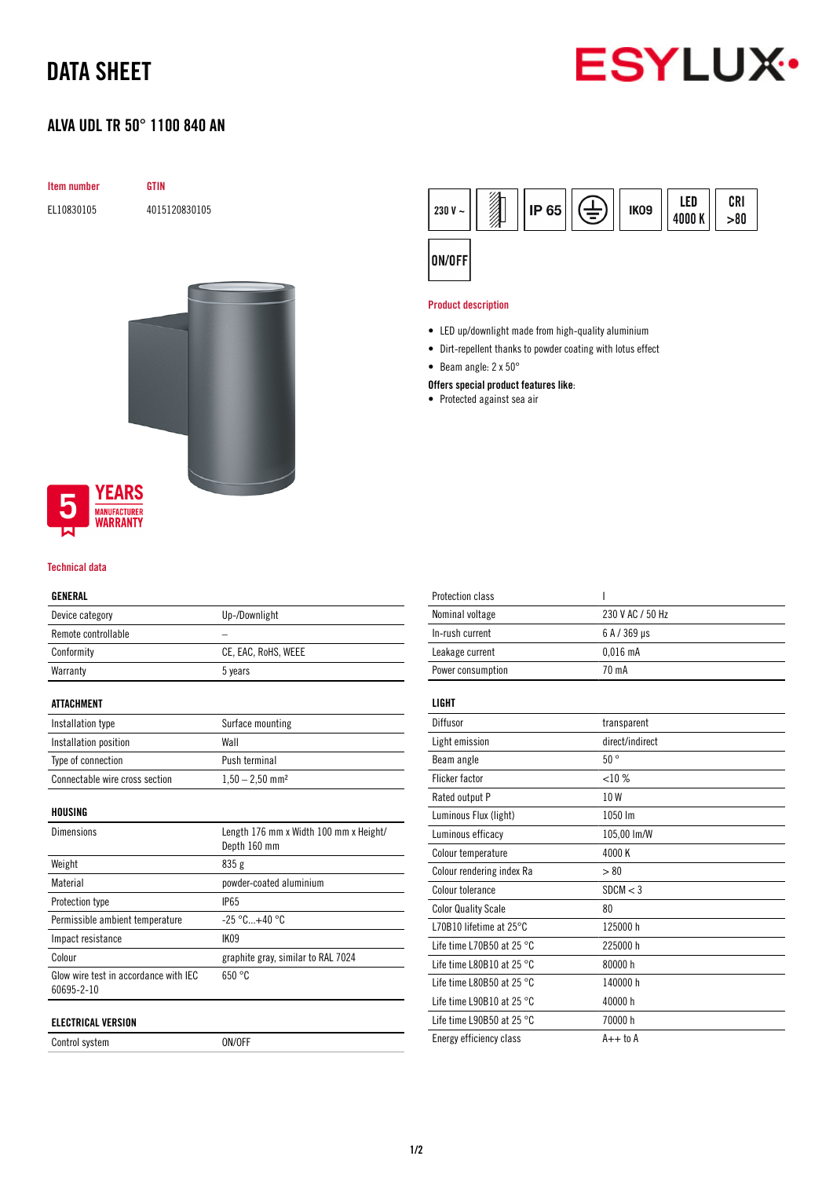# DATA SHEET

## ALVA UDL TR 50° 1100 840 AN

| Item number | GTIN |
|---|---|
| EL10830105 | 4015120830105 |

230 V ~ | IP 65 | IK09 | LED 4000 K | CRI >80 | ON/OFF

5 YEARS MANUFACTURER WARRANTY

### Product description

- LED up/downlight made from high-quality aluminium
- Dirt-repellent thanks to powder coating with lotus effect
- Beam angle: 2 x 50°

**Offers special product features like:**

- Protected against sea air

### Technical data

| GENERAL | |
|---|---|
| Device category | Up-/Downlight |
| Remote controllable | – |
| Conformity | CE, EAC, RoHS, WEEE |
| Warranty | 5 years |

| ATTACHMENT | |
|---|---|
| Installation type | Surface mounting |
| Installation position | Wall |
| Type of connection | Push terminal |
| Connectable wire cross section | 1,50 – 2,50 mm² |

| HOUSING | |
|---|---|
| Dimensions | Length 176 mm x Width 100 mm x Height/ Depth 160 mm |
| Weight | 835 g |
| Material | powder-coated aluminium |
| Protection type | IP65 |
| Permissible ambient temperature | -25 °C...+40 °C |
| Impact resistance | IK09 |
| Colour | graphite gray, similar to RAL 7024 |
| Glow wire test in accordance with IEC 60695-2-10 | 650 °C |

| ELECTRICAL VERSION | |
|---|---|
| Control system | ON/OFF |
| Protection class | I |
| Nominal voltage | 230 V AC / 50 Hz |
| In-rush current | 6 A / 369 µs |
| Leakage current | 0,016 mA |
| Power consumption | 70 mA |

| LIGHT | |
|---|---|
| Diffusor | transparent |
| Light emission | direct/indirect |
| Beam angle | 50 ° |
| Flicker factor | <10 % |
| Rated output P | 10 W |
| Luminous Flux (light) | 1050 lm |
| Luminous efficacy | 105,00 lm/W |
| Colour temperature | 4000 K |
| Colour rendering index Ra | > 80 |
| Colour tolerance | SDCM < 3 |
| Color Quality Scale | 80 |
| L70B10 lifetime at 25°C | 125000 h |
| Life time L70B50 at 25 °C | 225000 h |
| Life time L80B10 at 25 °C | 80000 h |
| Life time L80B50 at 25 °C | 140000 h |
| Life time L90B10 at 25 °C | 40000 h |
| Life time L90B50 at 25 °C | 70000 h |
| Energy efficiency class | A++ to A |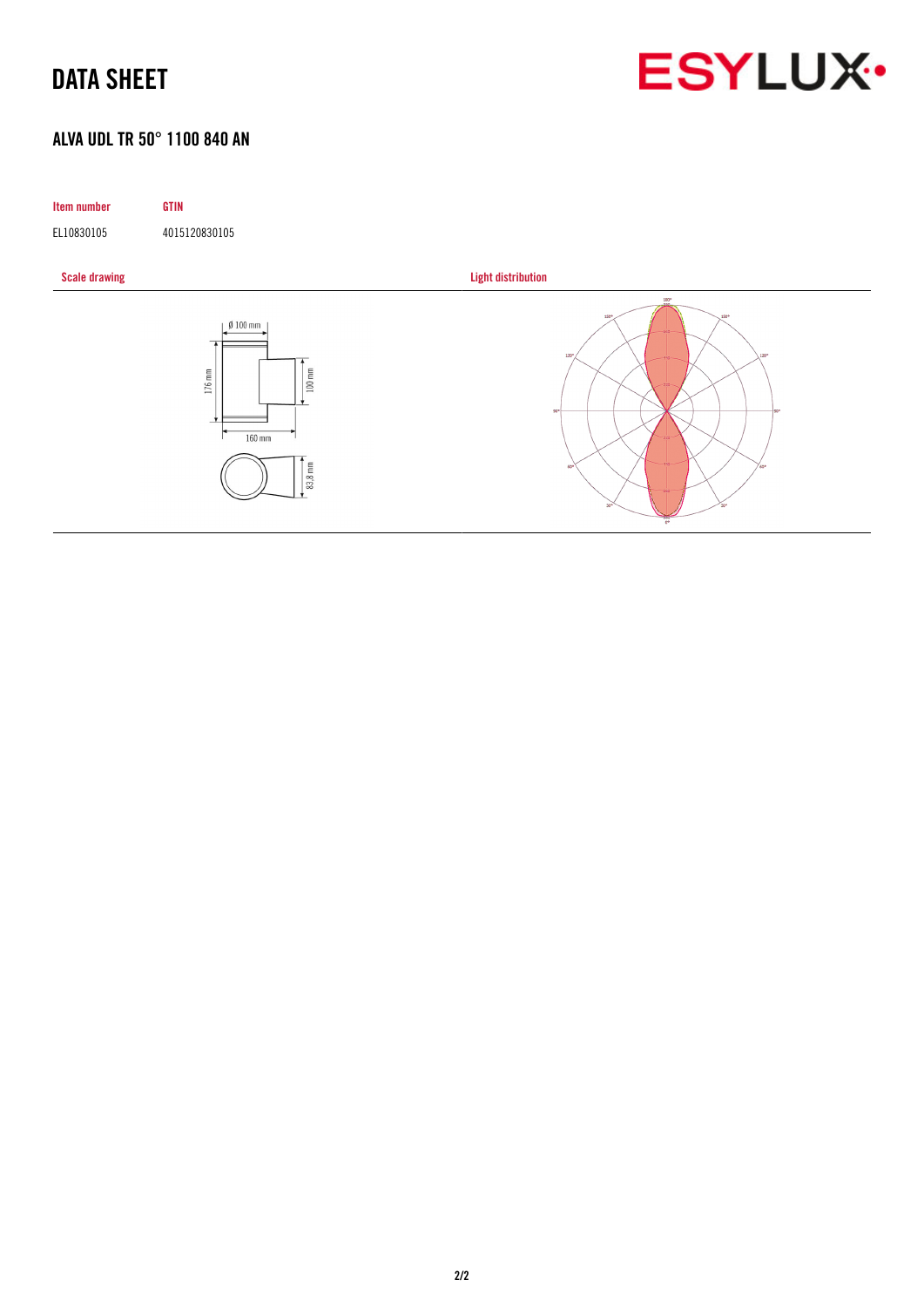# DATA SHEET

ESYLUX

## ALVA UDL TR 50° 1100 840 AN

| Item number | GTIN |
| --- | --- |
| EL10830105 | 4015120830105 |

**Scale drawing**

Ø 100 mm

176 mm

100 mm

160 mm

83,8 mm

**Light distribution**

180°

150°

150°

120°

120°

90°

90°

60°

60°

30°

30°

0°